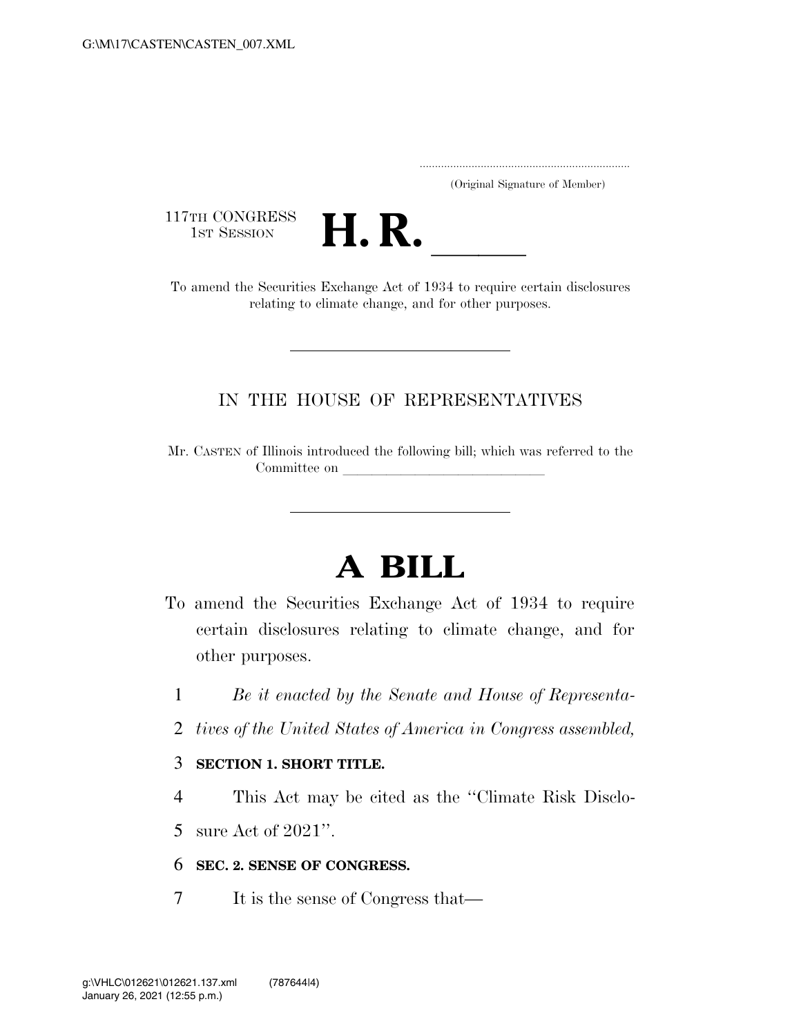(Original Signature of Member)

117TH CONGRESS
1ST SESSION

# H. R. \_\_\_\_\_

To amend the Securities Exchange Act of 1934 to require certain disclosures relating to climate change, and for other purposes.

---

IN THE HOUSE OF REPRESENTATIVES

Mr. CASTEN of Illinois introduced the following bill; which was referred to the Committee on \_\_\_\_\_\_\_\_\_\_\_\_\_\_\_\_\_\_\_\_\_\_\_\_\_\_\_\_\_\_

---

# A BILL

To amend the Securities Exchange Act of 1934 to require certain disclosures relating to climate change, and for other purposes.

1 *Be it enacted by the Senate and House of Representa-*
2 *tives of the United States of America in Congress assembled,*

3 **SECTION 1. SHORT TITLE.**

4 This Act may be cited as the ''Climate Risk Disclo-
5 sure Act of 2021''.

6 **SEC. 2. SENSE OF CONGRESS.**

7 It is the sense of Congress that—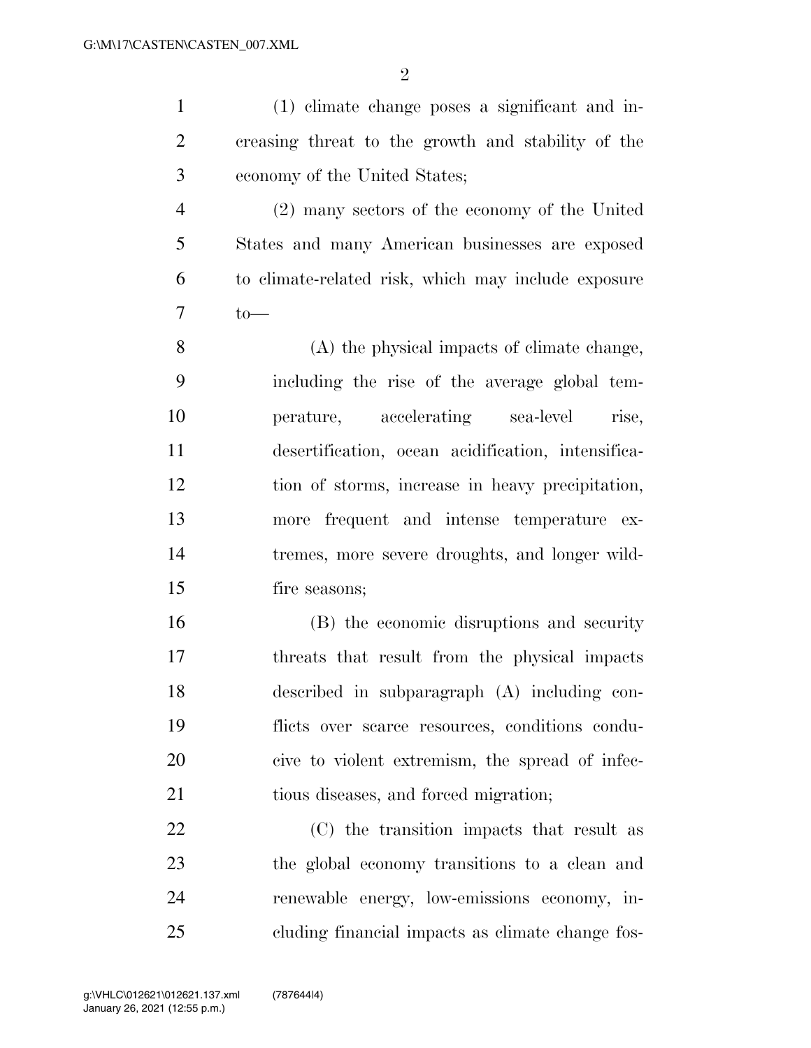(1) climate change poses a significant and increasing threat to the growth and stability of the economy of the United States;

(2) many sectors of the economy of the United States and many American businesses are exposed to climate-related risk, which may include exposure to—

(A) the physical impacts of climate change, including the rise of the average global temperature, accelerating sea-level rise, desertification, ocean acidification, intensification of storms, increase in heavy precipitation, more frequent and intense temperature extremes, more severe droughts, and longer wildfire seasons;

(B) the economic disruptions and security threats that result from the physical impacts described in subparagraph (A) including conflicts over scarce resources, conditions conducive to violent extremism, the spread of infectious diseases, and forced migration;

(C) the transition impacts that result as the global economy transitions to a clean and renewable energy, low-emissions economy, including financial impacts as climate change fos-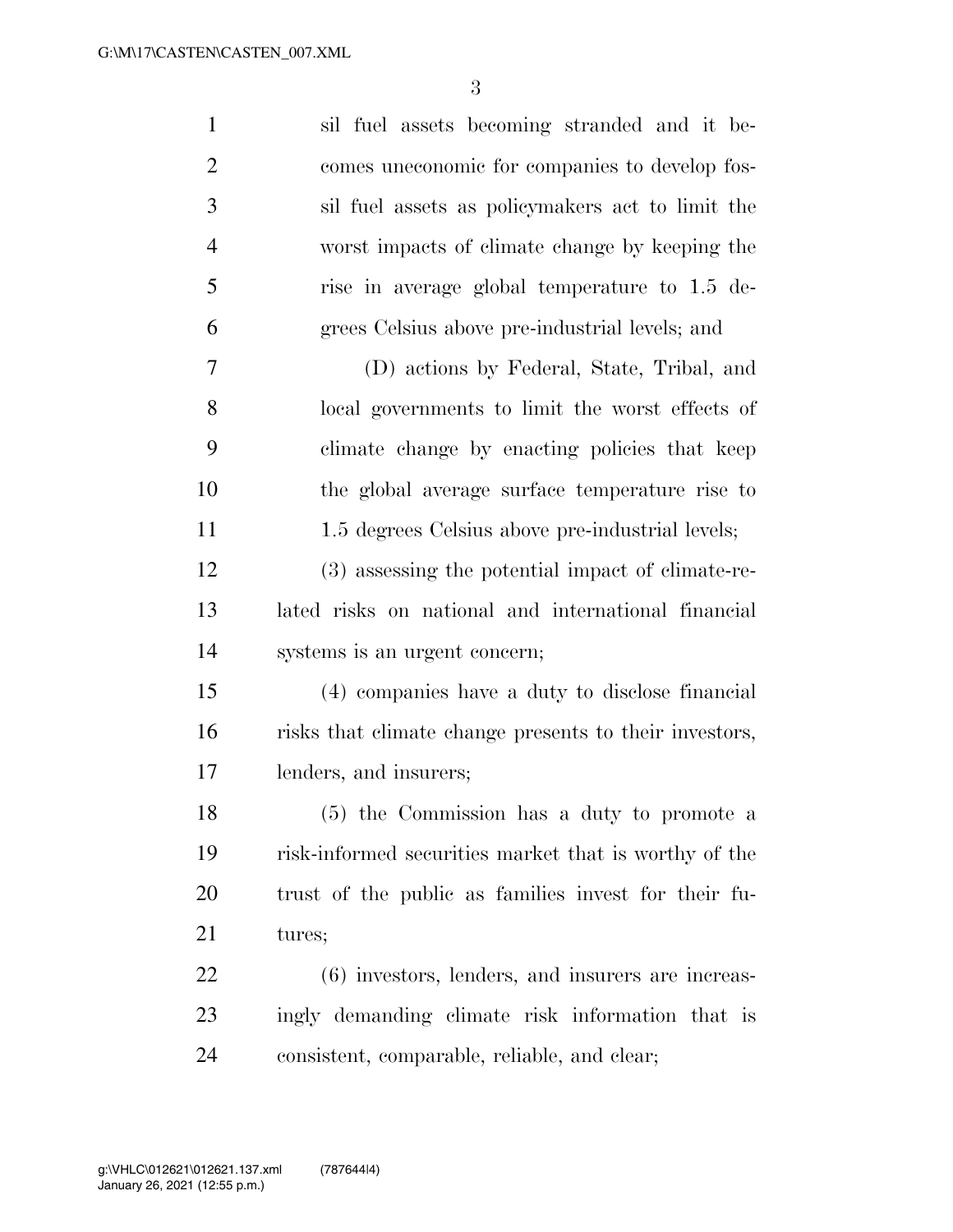sil fuel assets becoming stranded and it becomes uneconomic for companies to develop fossil fuel assets as policymakers act to limit the worst impacts of climate change by keeping the rise in average global temperature to 1.5 degrees Celsius above pre-industrial levels; and

(D) actions by Federal, State, Tribal, and local governments to limit the worst effects of climate change by enacting policies that keep the global average surface temperature rise to 1.5 degrees Celsius above pre-industrial levels;

(3) assessing the potential impact of climate-related risks on national and international financial systems is an urgent concern;

(4) companies have a duty to disclose financial risks that climate change presents to their investors, lenders, and insurers;

(5) the Commission has a duty to promote a risk-informed securities market that is worthy of the trust of the public as families invest for their futures;

(6) investors, lenders, and insurers are increasingly demanding climate risk information that is consistent, comparable, reliable, and clear;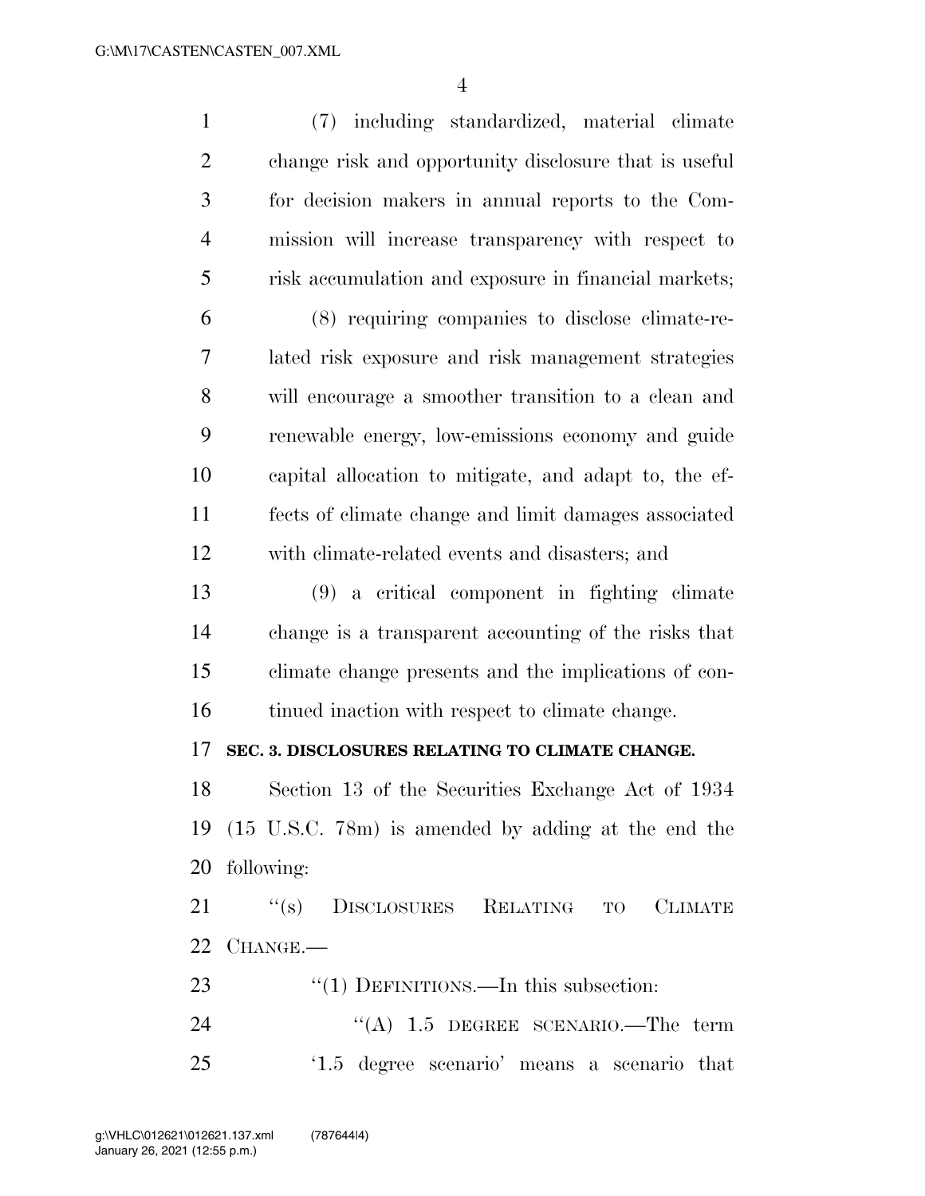(7) including standardized, material climate change risk and opportunity disclosure that is useful for decision makers in annual reports to the Commission will increase transparency with respect to risk accumulation and exposure in financial markets;

(8) requiring companies to disclose climate-related risk exposure and risk management strategies will encourage a smoother transition to a clean and renewable energy, low-emissions economy and guide capital allocation to mitigate, and adapt to, the effects of climate change and limit damages associated with climate-related events and disasters; and

(9) a critical component in fighting climate change is a transparent accounting of the risks that climate change presents and the implications of continued inaction with respect to climate change.

**SEC. 3. DISCLOSURES RELATING TO CLIMATE CHANGE.**

Section 13 of the Securities Exchange Act of 1934 (15 U.S.C. 78m) is amended by adding at the end the following:

''(s) DISCLOSURES RELATING TO CLIMATE CHANGE.—

''(1) DEFINITIONS.—In this subsection:

''(A) 1.5 DEGREE SCENARIO.—The term '1.5 degree scenario' means a scenario that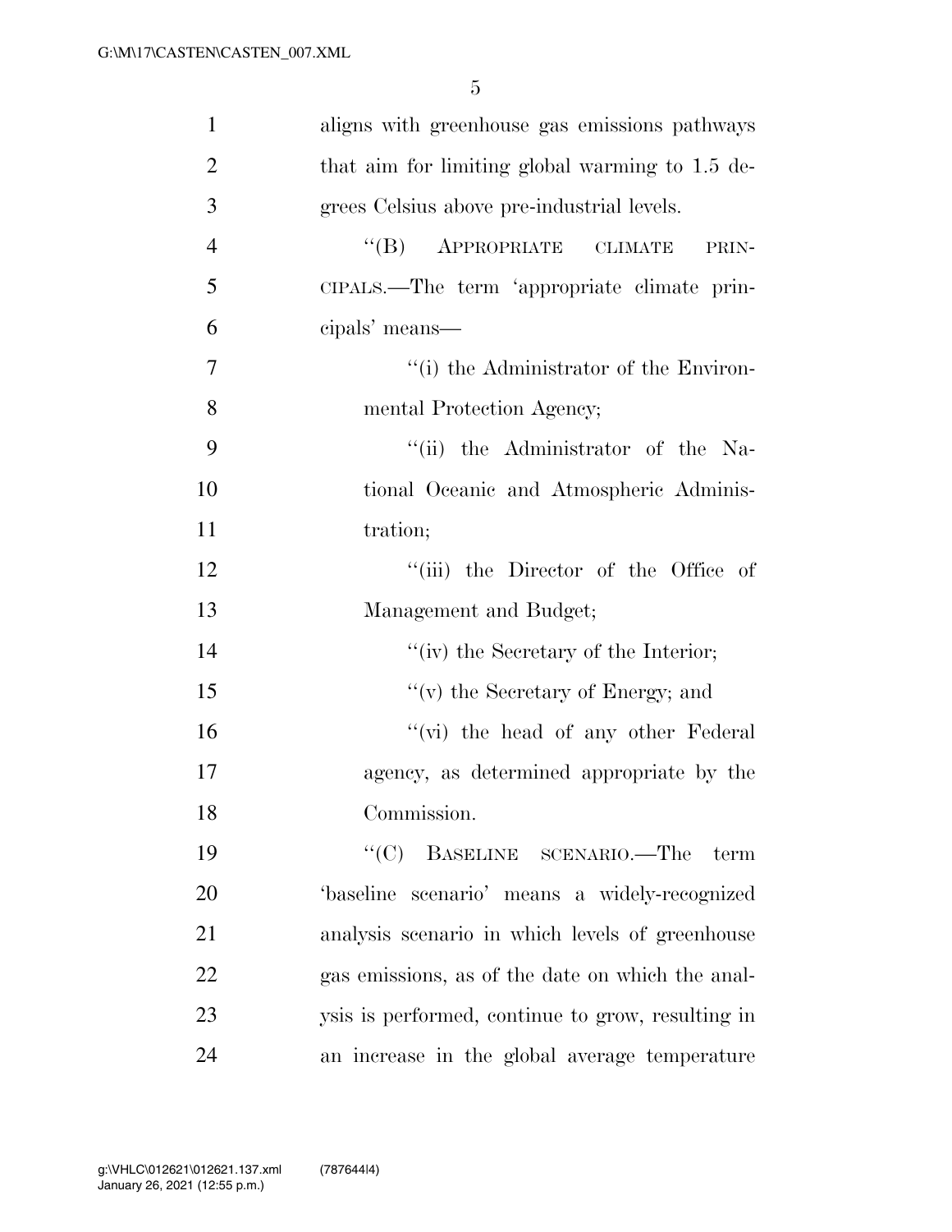aligns with greenhouse gas emissions pathways that aim for limiting global warming to 1.5 degrees Celsius above pre-industrial levels.

''(B) APPROPRIATE CLIMATE PRINCIPALS.—The term 'appropriate climate principals' means—

''(i) the Administrator of the Environmental Protection Agency;

''(ii) the Administrator of the National Oceanic and Atmospheric Administration;

''(iii) the Director of the Office of Management and Budget;

''(iv) the Secretary of the Interior;

''(v) the Secretary of Energy; and

''(vi) the head of any other Federal agency, as determined appropriate by the Commission.

''(C) BASELINE SCENARIO.—The term 'baseline scenario' means a widely-recognized analysis scenario in which levels of greenhouse gas emissions, as of the date on which the analysis is performed, continue to grow, resulting in an increase in the global average temperature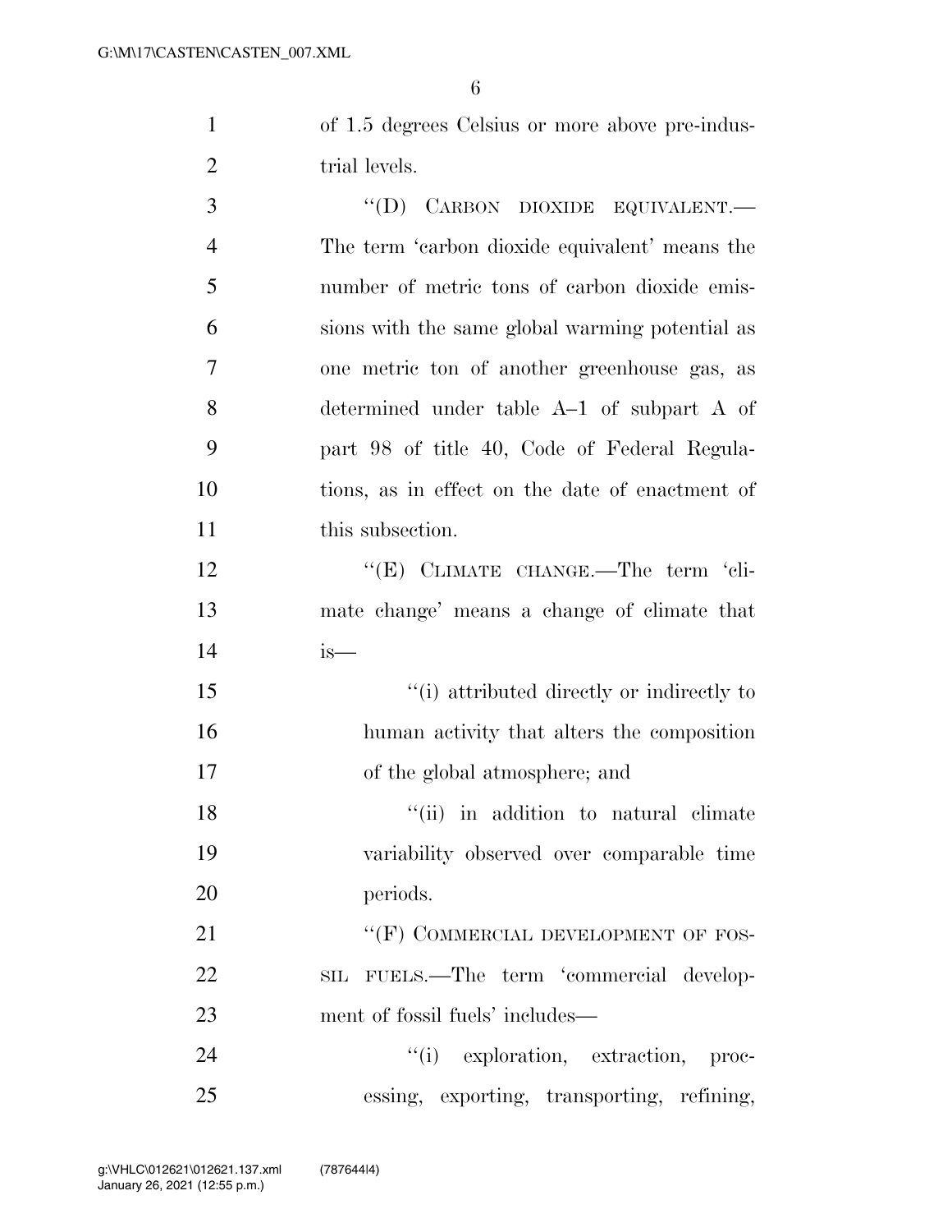of 1.5 degrees Celsius or more above pre-industrial levels.

"(D) CARBON DIOXIDE EQUIVALENT.—The term 'carbon dioxide equivalent' means the number of metric tons of carbon dioxide emissions with the same global warming potential as one metric ton of another greenhouse gas, as determined under table A–1 of subpart A of part 98 of title 40, Code of Federal Regulations, as in effect on the date of enactment of this subsection.

"(E) CLIMATE CHANGE.—The term 'climate change' means a change of climate that is—

"(i) attributed directly or indirectly to human activity that alters the composition of the global atmosphere; and

"(ii) in addition to natural climate variability observed over comparable time periods.

"(F) COMMERCIAL DEVELOPMENT OF FOSSIL FUELS.—The term 'commercial development of fossil fuels' includes—

"(i) exploration, extraction, processing, exporting, transporting, refining,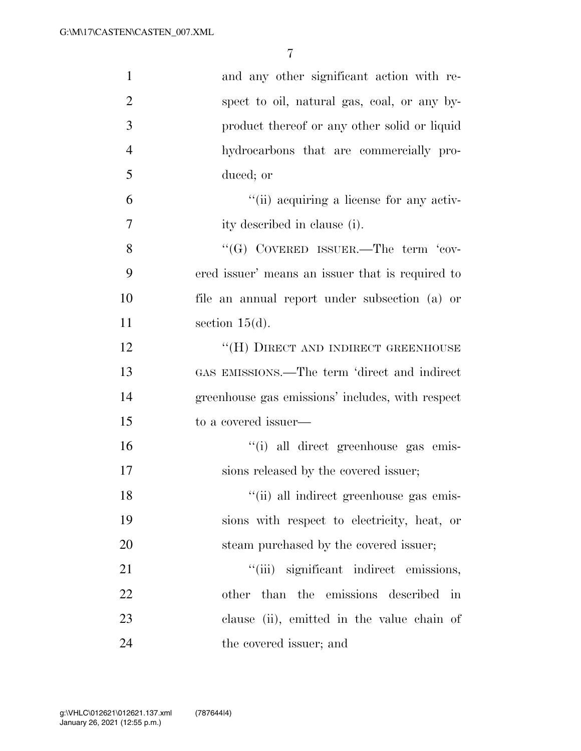and any other significant action with respect to oil, natural gas, coal, or any byproduct thereof or any other solid or liquid hydrocarbons that are commercially produced; or

"(ii) acquiring a license for any activity described in clause (i).

"(G) COVERED ISSUER.—The term 'covered issuer' means an issuer that is required to file an annual report under subsection (a) or section 15(d).

"(H) DIRECT AND INDIRECT GREENHOUSE GAS EMISSIONS.—The term 'direct and indirect greenhouse gas emissions' includes, with respect to a covered issuer—

"(i) all direct greenhouse gas emissions released by the covered issuer;

"(ii) all indirect greenhouse gas emissions with respect to electricity, heat, or steam purchased by the covered issuer;

"(iii) significant indirect emissions, other than the emissions described in clause (ii), emitted in the value chain of the covered issuer; and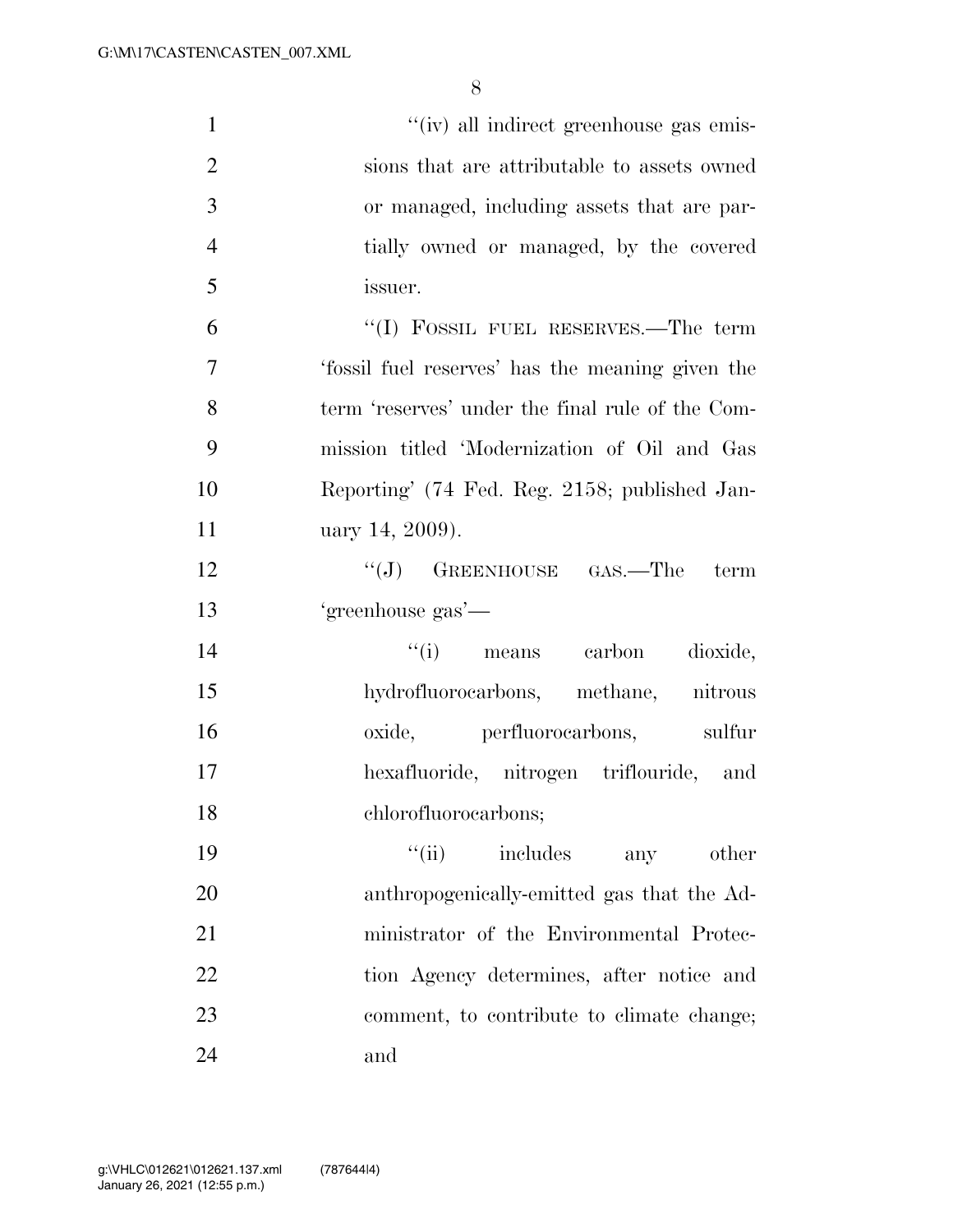''(iv) all indirect greenhouse gas emissions that are attributable to assets owned or managed, including assets that are partially owned or managed, by the covered issuer.

''(I) FOSSIL FUEL RESERVES.—The term 'fossil fuel reserves' has the meaning given the term 'reserves' under the final rule of the Commission titled 'Modernization of Oil and Gas Reporting' (74 Fed. Reg. 2158; published January 14, 2009).

''(J) GREENHOUSE GAS.—The term 'greenhouse gas'—

''(i) means carbon dioxide, hydrofluorocarbons, methane, nitrous oxide, perfluorocarbons, sulfur hexafluoride, nitrogen triflouride, and chlorofluorocarbons;

''(ii) includes any other anthropogenically-emitted gas that the Administrator of the Environmental Protection Agency determines, after notice and comment, to contribute to climate change; and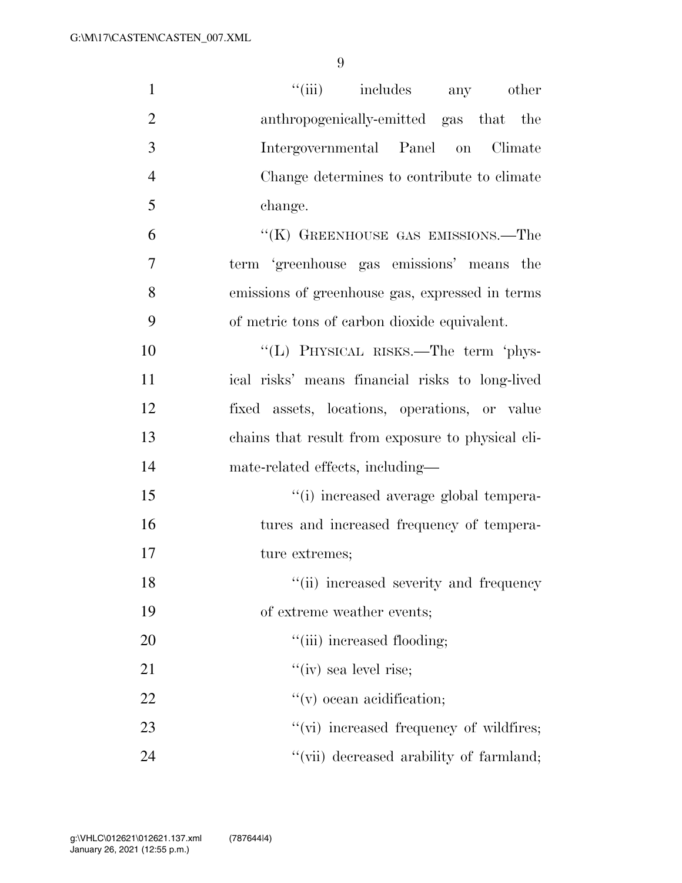"(iii) includes any other anthropogenically-emitted gas that the Intergovernmental Panel on Climate Change determines to contribute to climate change.

"(K) GREENHOUSE GAS EMISSIONS.—The term 'greenhouse gas emissions' means the emissions of greenhouse gas, expressed in terms of metric tons of carbon dioxide equivalent.

"(L) PHYSICAL RISKS.—The term 'physical risks' means financial risks to long-lived fixed assets, locations, operations, or value chains that result from exposure to physical climate-related effects, including—

"(i) increased average global temperatures and increased frequency of temperature extremes;

"(ii) increased severity and frequency of extreme weather events;

"(iii) increased flooding;

"(iv) sea level rise;

"(v) ocean acidification;

"(vi) increased frequency of wildfires;

"(vii) decreased arability of farmland;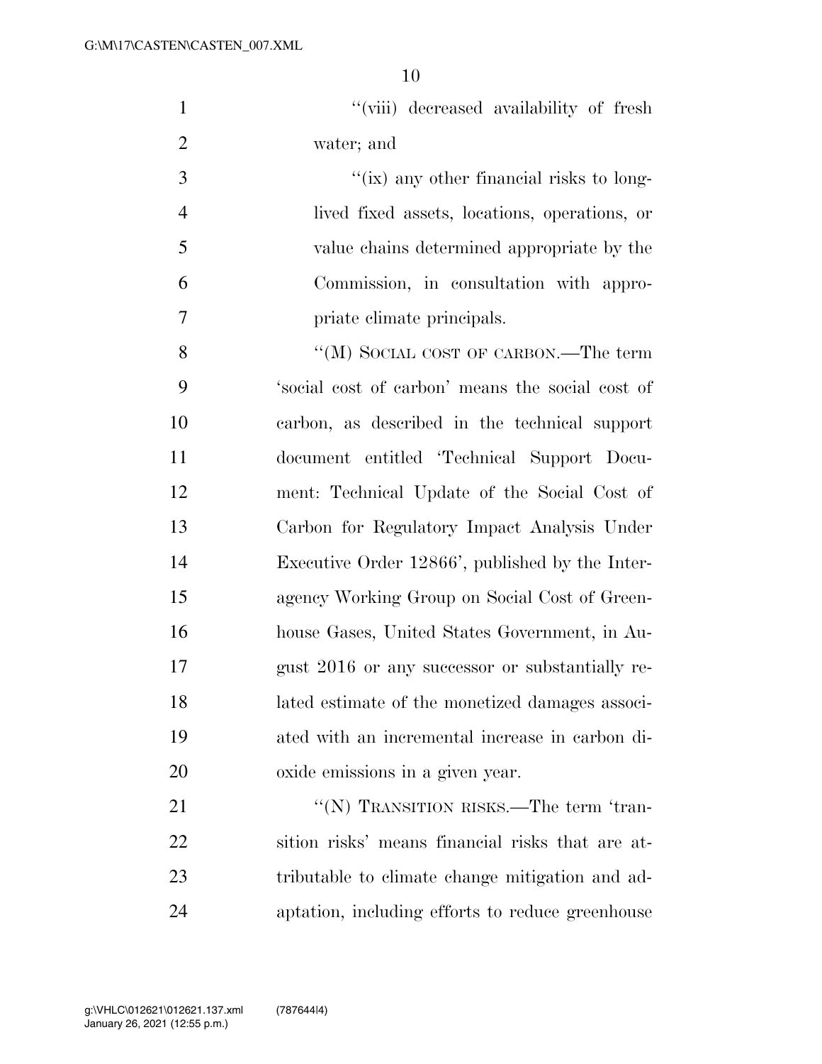"(viii) decreased availability of fresh water; and

"(ix) any other financial risks to long-lived fixed assets, locations, operations, or value chains determined appropriate by the Commission, in consultation with appropriate climate principals.

"(M) SOCIAL COST OF CARBON.—The term 'social cost of carbon' means the social cost of carbon, as described in the technical support document entitled 'Technical Support Document: Technical Update of the Social Cost of Carbon for Regulatory Impact Analysis Under Executive Order 12866', published by the Interagency Working Group on Social Cost of Greenhouse Gases, United States Government, in August 2016 or any successor or substantially related estimate of the monetized damages associated with an incremental increase in carbon dioxide emissions in a given year.

"(N) TRANSITION RISKS.—The term 'transition risks' means financial risks that are attributable to climate change mitigation and adaptation, including efforts to reduce greenhouse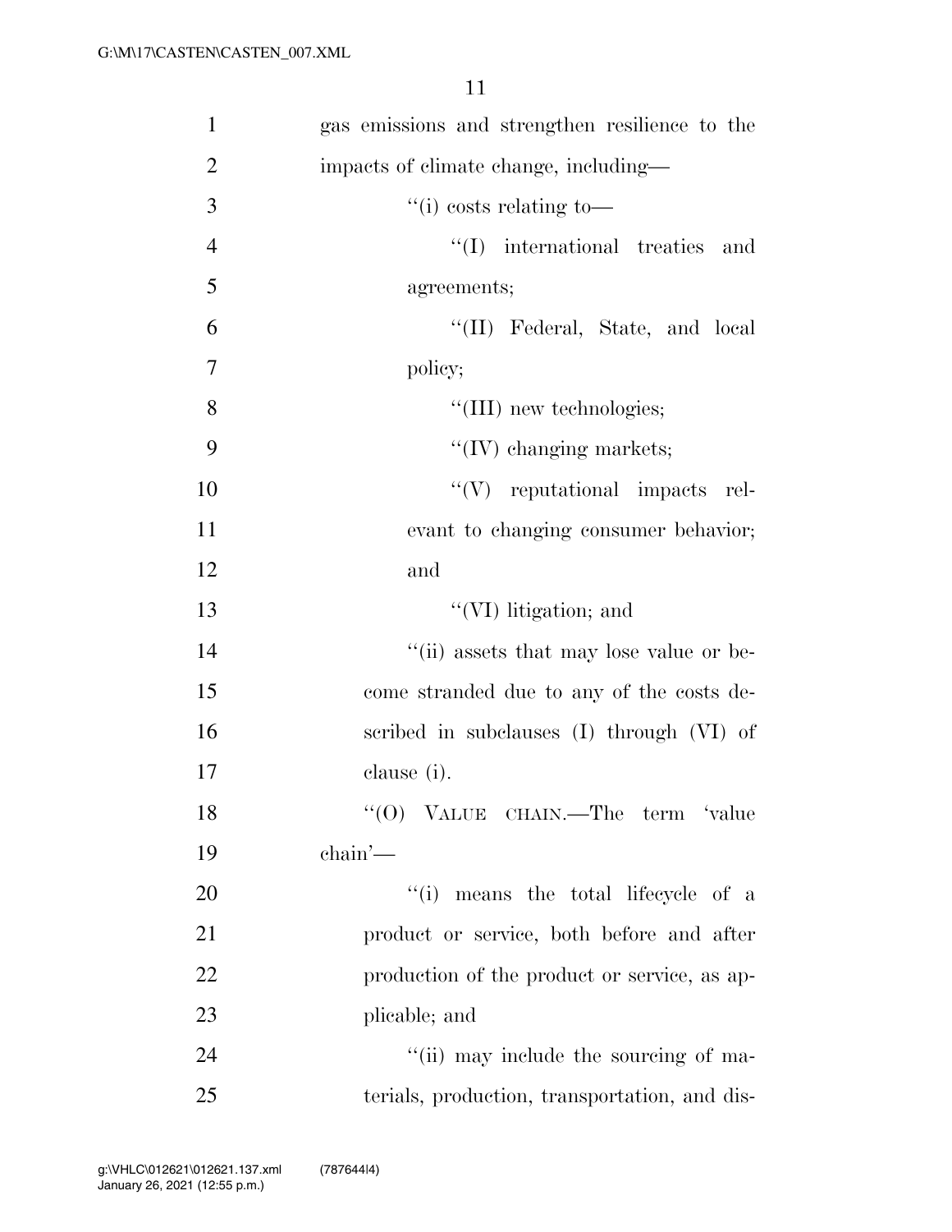gas emissions and strengthen resilience to the impacts of climate change, including—

''(i) costs relating to—

''(I) international treaties and agreements;

''(II) Federal, State, and local policy;

''(III) new technologies;

''(IV) changing markets;

''(V) reputational impacts relevant to changing consumer behavior; and

''(VI) litigation; and

''(ii) assets that may lose value or become stranded due to any of the costs described in subclauses (I) through (VI) of clause (i).

''(O) VALUE CHAIN.—The term 'value chain'—

''(i) means the total lifecycle of a product or service, both before and after production of the product or service, as applicable; and

''(ii) may include the sourcing of materials, production, transportation, and dis-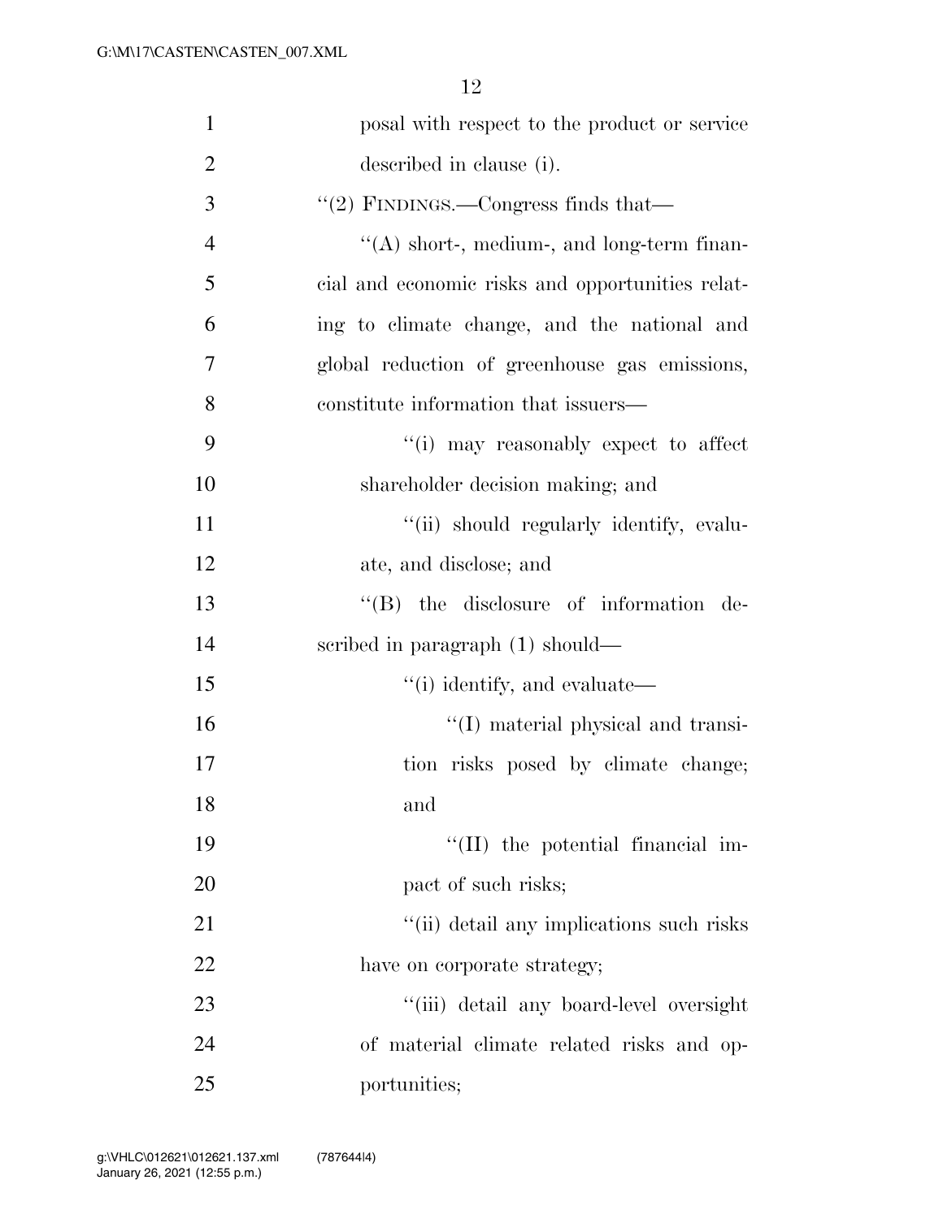posal with respect to the product or service described in clause (i).

''(2) FINDINGS.—Congress finds that—

''(A) short-, medium-, and long-term financial and economic risks and opportunities relating to climate change, and the national and global reduction of greenhouse gas emissions, constitute information that issuers—

''(i) may reasonably expect to affect shareholder decision making; and

''(ii) should regularly identify, evaluate, and disclose; and

''(B) the disclosure of information described in paragraph (1) should—

''(i) identify, and evaluate—

''(I) material physical and transition risks posed by climate change; and

''(II) the potential financial impact of such risks;

''(ii) detail any implications such risks have on corporate strategy;

''(iii) detail any board-level oversight of material climate related risks and opportunities;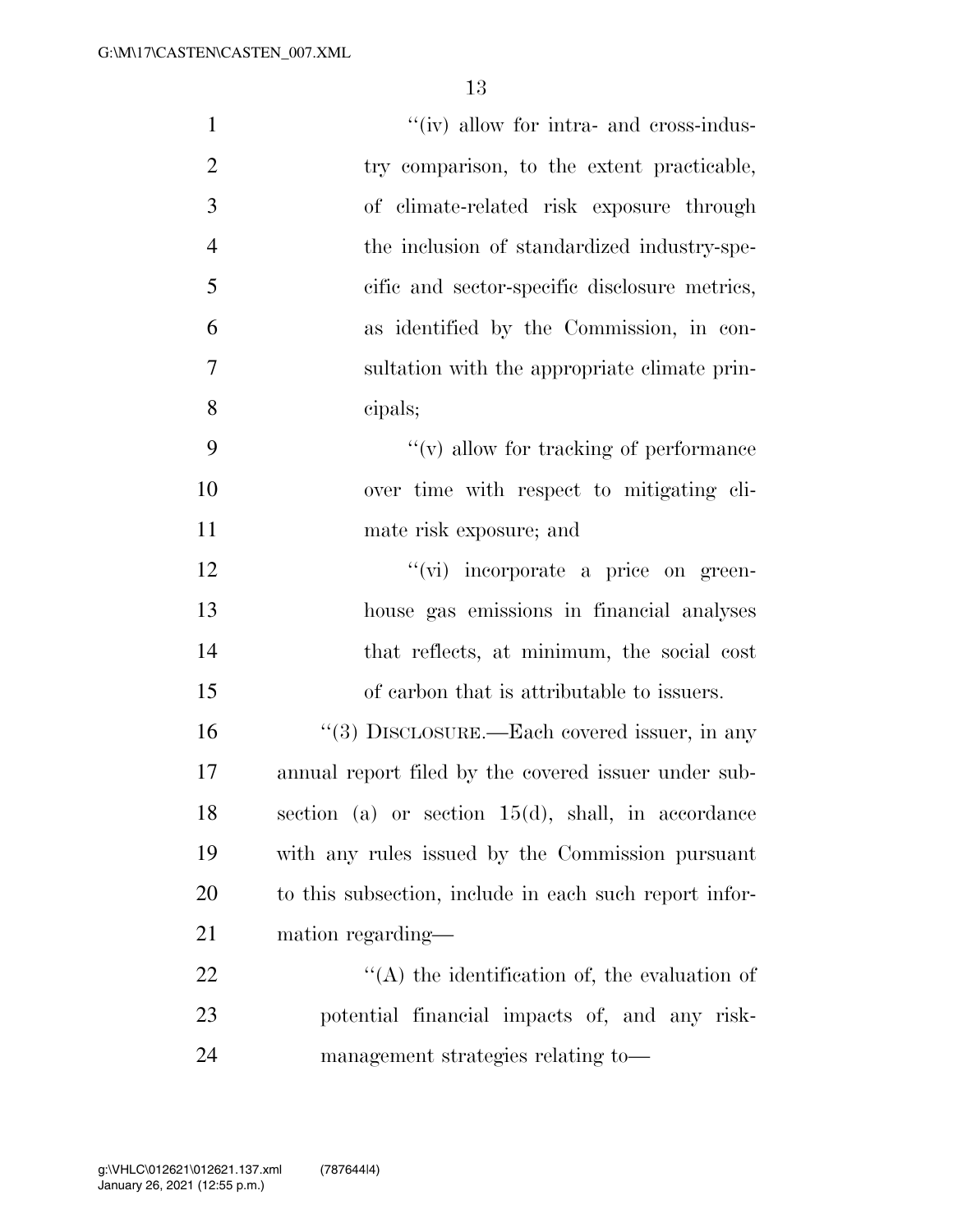"(iv) allow for intra- and cross-industry comparison, to the extent practicable, of climate-related risk exposure through the inclusion of standardized industry-specific and sector-specific disclosure metrics, as identified by the Commission, in consultation with the appropriate climate principals;

"(v) allow for tracking of performance over time with respect to mitigating climate risk exposure; and

"(vi) incorporate a price on greenhouse gas emissions in financial analyses that reflects, at minimum, the social cost of carbon that is attributable to issuers.

"(3) DISCLOSURE.—Each covered issuer, in any annual report filed by the covered issuer under subsection (a) or section 15(d), shall, in accordance with any rules issued by the Commission pursuant to this subsection, include in each such report information regarding—

"(A) the identification of, the evaluation of potential financial impacts of, and any risk-management strategies relating to—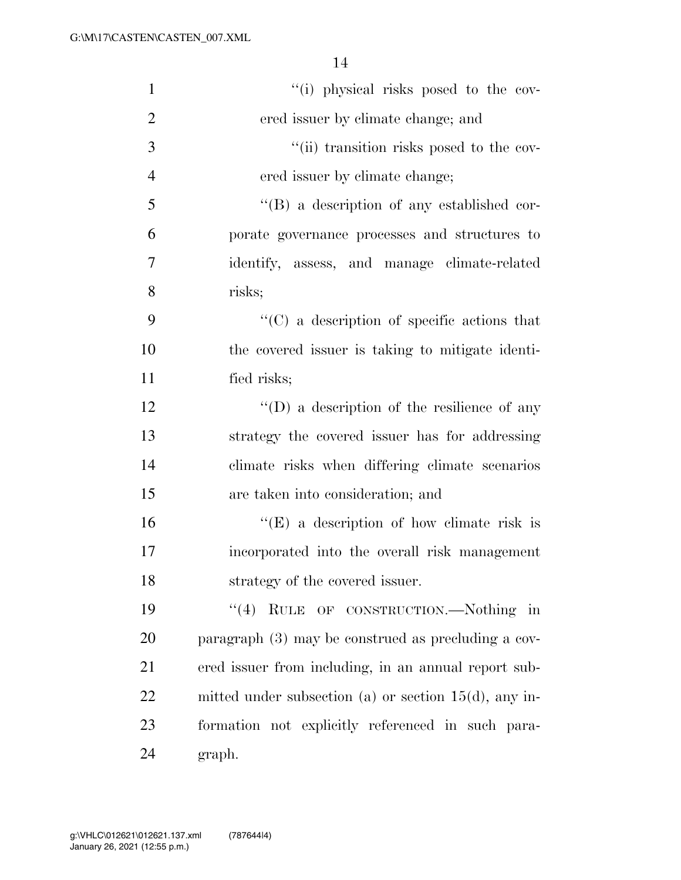''(i) physical risks posed to the covered issuer by climate change; and

''(ii) transition risks posed to the covered issuer by climate change;

''(B) a description of any established corporate governance processes and structures to identify, assess, and manage climate-related risks;

''(C) a description of specific actions that the covered issuer is taking to mitigate identified risks;

''(D) a description of the resilience of any strategy the covered issuer has for addressing climate risks when differing climate scenarios are taken into consideration; and

''(E) a description of how climate risk is incorporated into the overall risk management strategy of the covered issuer.

''(4) RULE OF CONSTRUCTION.—Nothing in paragraph (3) may be construed as precluding a covered issuer from including, in an annual report submitted under subsection (a) or section 15(d), any information not explicitly referenced in such paragraph.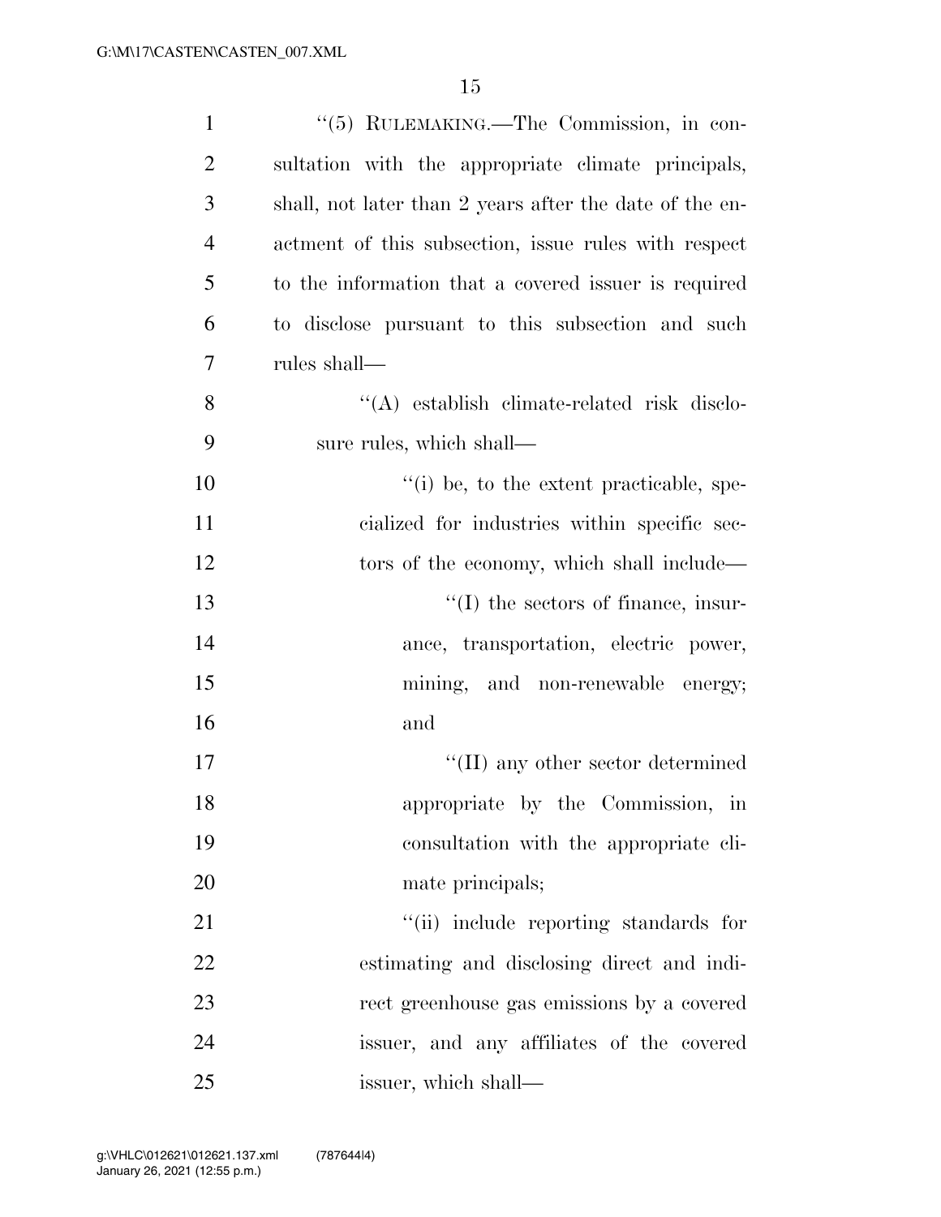''(5) RULEMAKING.—The Commission, in consultation with the appropriate climate principals, shall, not later than 2 years after the date of the enactment of this subsection, issue rules with respect to the information that a covered issuer is required to disclose pursuant to this subsection and such rules shall—

''(A) establish climate-related risk disclosure rules, which shall—

''(i) be, to the extent practicable, specialized for industries within specific sectors of the economy, which shall include—

''(I) the sectors of finance, insurance, transportation, electric power, mining, and non-renewable energy; and

''(II) any other sector determined appropriate by the Commission, in consultation with the appropriate climate principals;

''(ii) include reporting standards for estimating and disclosing direct and indirect greenhouse gas emissions by a covered issuer, and any affiliates of the covered issuer, which shall—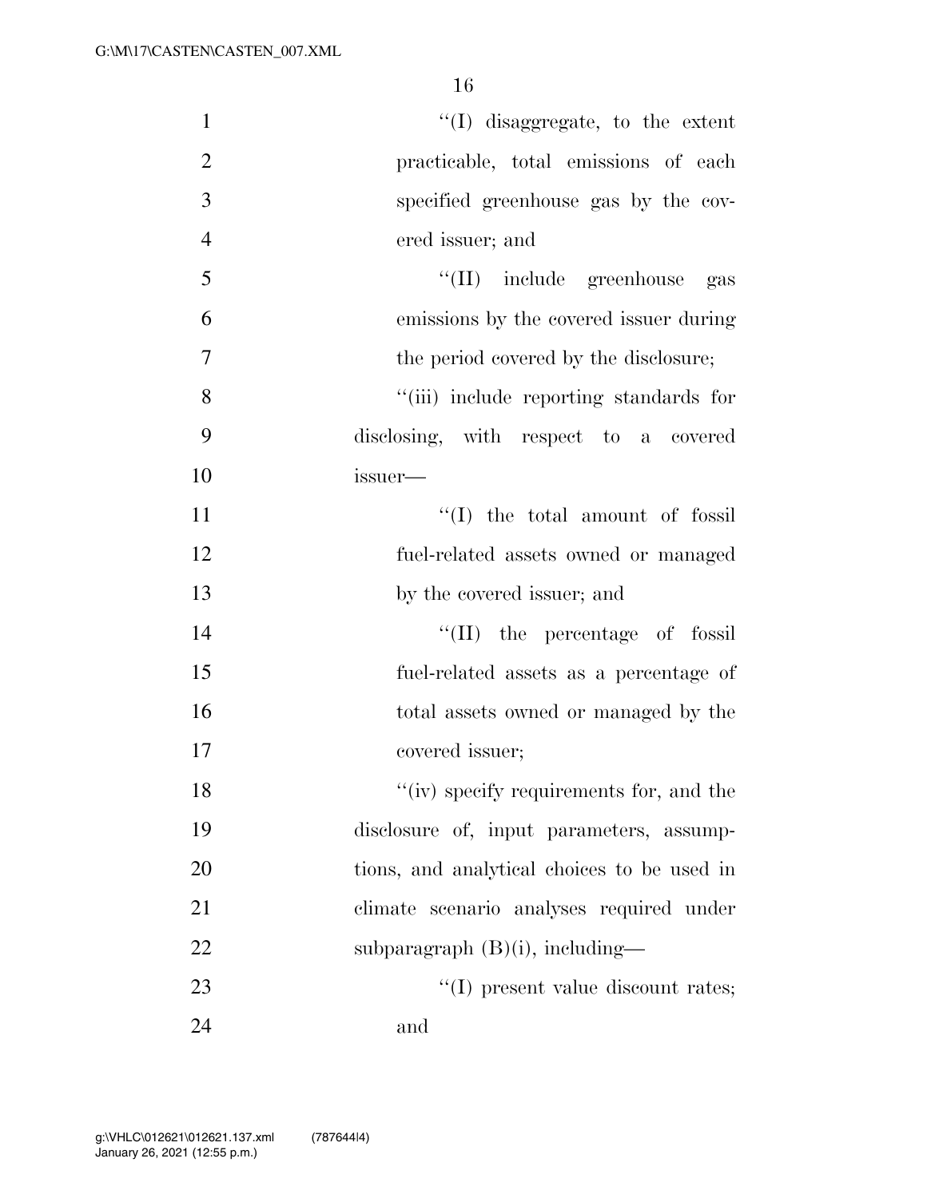"(I) disaggregate, to the extent practicable, total emissions of each specified greenhouse gas by the covered issuer; and

"(II) include greenhouse gas emissions by the covered issuer during the period covered by the disclosure;

"(iii) include reporting standards for disclosing, with respect to a covered issuer—

"(I) the total amount of fossil fuel-related assets owned or managed by the covered issuer; and

"(II) the percentage of fossil fuel-related assets as a percentage of total assets owned or managed by the covered issuer;

"(iv) specify requirements for, and the disclosure of, input parameters, assumptions, and analytical choices to be used in climate scenario analyses required under subparagraph (B)(i), including—

"(I) present value discount rates; and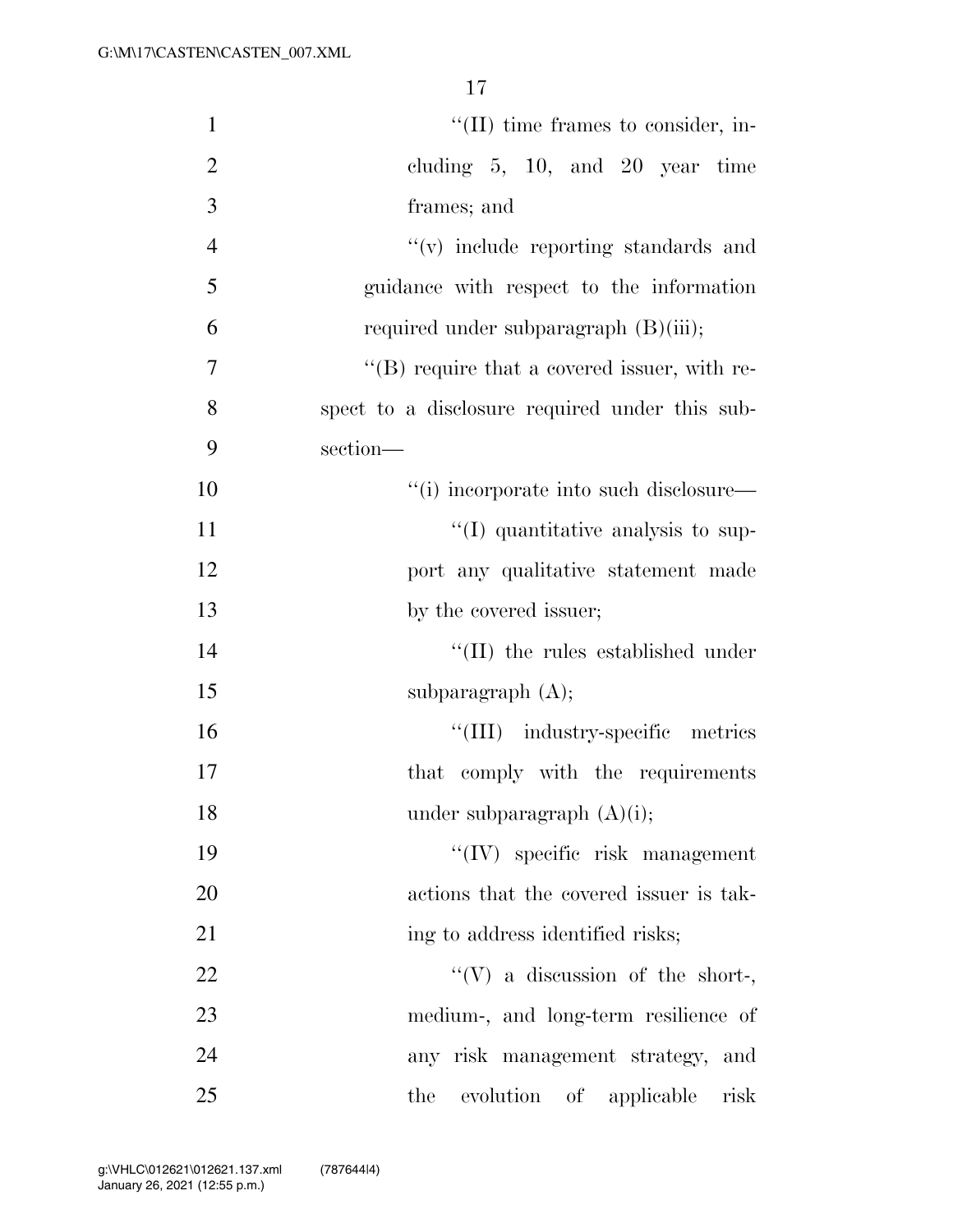''(II) time frames to consider, including 5, 10, and 20 year time frames; and

''(v) include reporting standards and guidance with respect to the information required under subparagraph (B)(iii);

''(B) require that a covered issuer, with respect to a disclosure required under this subsection—

''(i) incorporate into such disclosure—

''(I) quantitative analysis to support any qualitative statement made by the covered issuer;

''(II) the rules established under subparagraph (A);

''(III) industry-specific metrics that comply with the requirements under subparagraph (A)(i);

''(IV) specific risk management actions that the covered issuer is taking to address identified risks;

''(V) a discussion of the short-, medium-, and long-term resilience of any risk management strategy, and the evolution of applicable risk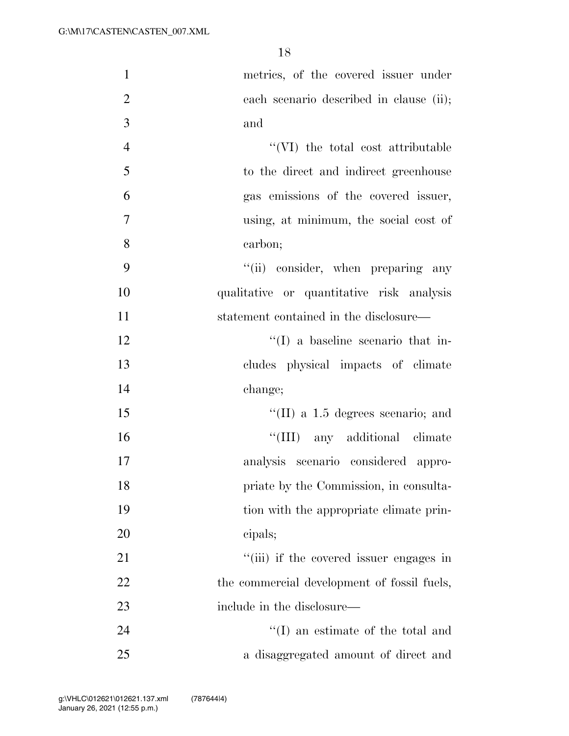metrics, of the covered issuer under each scenario described in clause (ii); and

''(VI) the total cost attributable to the direct and indirect greenhouse gas emissions of the covered issuer, using, at minimum, the social cost of carbon;

''(ii) consider, when preparing any qualitative or quantitative risk analysis statement contained in the disclosure—

''(I) a baseline scenario that includes physical impacts of climate change;

''(II) a 1.5 degrees scenario; and

''(III) any additional climate analysis scenario considered appropriate by the Commission, in consultation with the appropriate climate principals;

''(iii) if the covered issuer engages in the commercial development of fossil fuels, include in the disclosure—

''(I) an estimate of the total and a disaggregated amount of direct and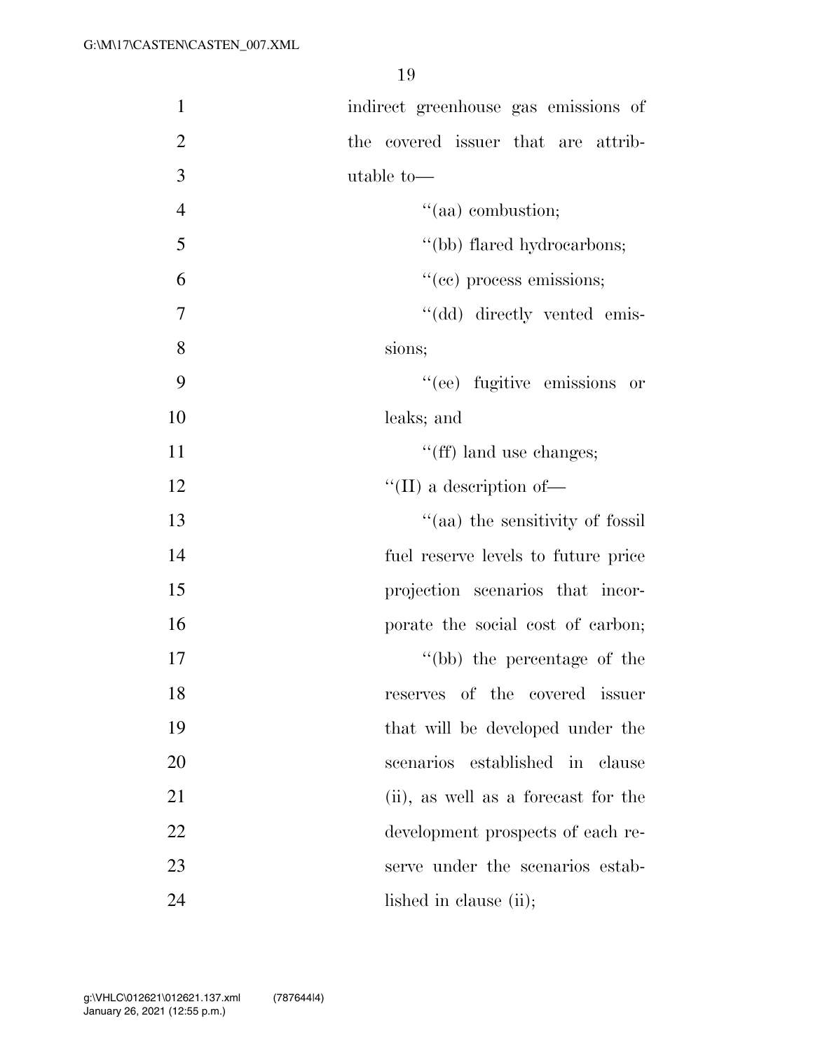indirect greenhouse gas emissions of the covered issuer that are attributable to—

''(aa) combustion;

''(bb) flared hydrocarbons;

''(cc) process emissions;

''(dd) directly vented emissions;

''(ee) fugitive emissions or leaks; and

''(ff) land use changes;

''(II) a description of—

''(aa) the sensitivity of fossil fuel reserve levels to future price projection scenarios that incorporate the social cost of carbon;

''(bb) the percentage of the reserves of the covered issuer that will be developed under the scenarios established in clause (ii), as well as a forecast for the development prospects of each reserve under the scenarios established in clause (ii);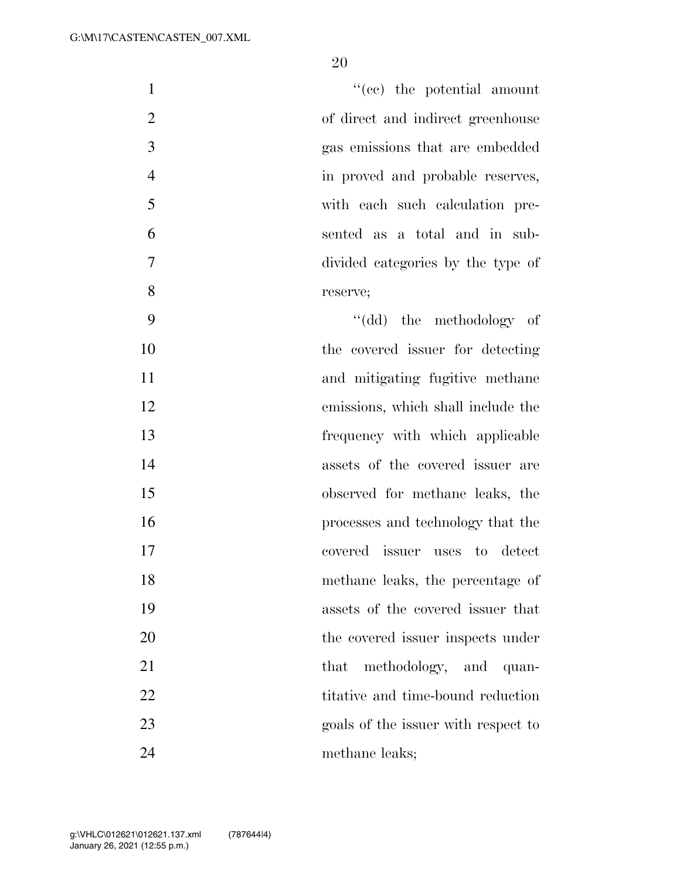''(cc) the potential amount of direct and indirect greenhouse gas emissions that are embedded in proved and probable reserves, with each such calculation presented as a total and in subdivided categories by the type of reserve;

''(dd) the methodology of the covered issuer for detecting and mitigating fugitive methane emissions, which shall include the frequency with which applicable assets of the covered issuer are observed for methane leaks, the processes and technology that the covered issuer uses to detect methane leaks, the percentage of assets of the covered issuer that the covered issuer inspects under that methodology, and quantitative and time-bound reduction goals of the issuer with respect to methane leaks;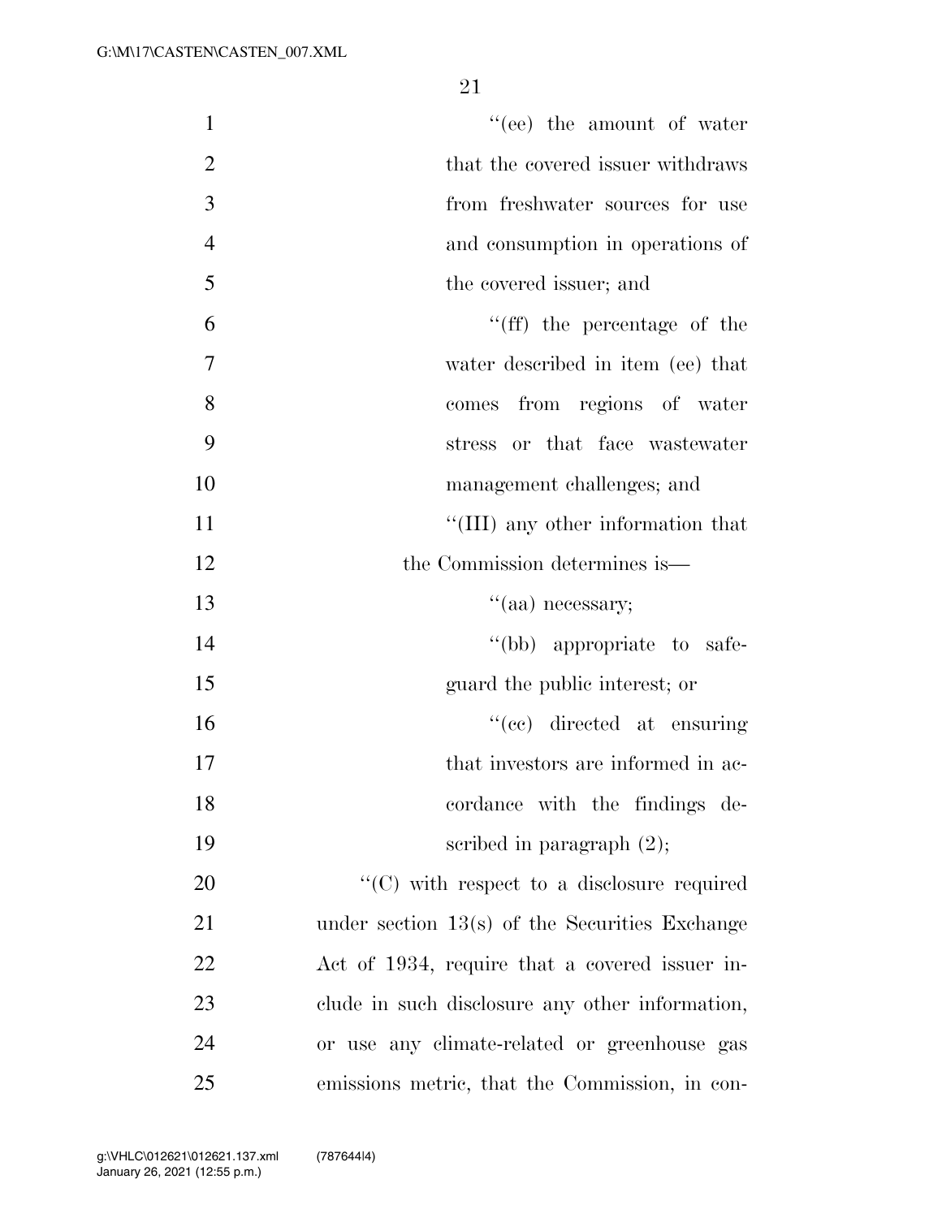"(ee) the amount of water that the covered issuer withdraws from freshwater sources for use and consumption in operations of the covered issuer; and

"(ff) the percentage of the water described in item (ee) that comes from regions of water stress or that face wastewater management challenges; and

"(III) any other information that the Commission determines is—

"(aa) necessary;

"(bb) appropriate to safeguard the public interest; or

"(cc) directed at ensuring that investors are informed in accordance with the findings described in paragraph (2);

"(C) with respect to a disclosure required under section 13(s) of the Securities Exchange Act of 1934, require that a covered issuer include in such disclosure any other information, or use any climate-related or greenhouse gas emissions metric, that the Commission, in con-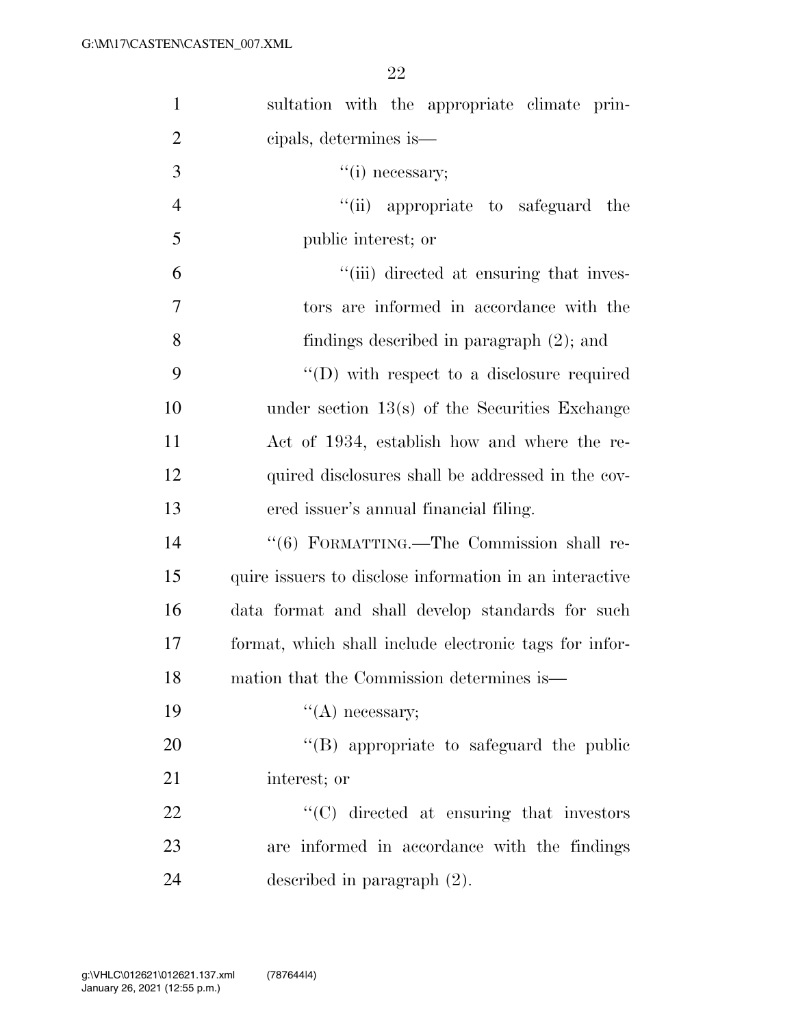sultation with the appropriate climate principals, determines is—

''(i) necessary;

''(ii) appropriate to safeguard the public interest; or

''(iii) directed at ensuring that investors are informed in accordance with the findings described in paragraph (2); and

''(D) with respect to a disclosure required under section 13(s) of the Securities Exchange Act of 1934, establish how and where the required disclosures shall be addressed in the covered issuer's annual financial filing.

''(6) FORMATTING.—The Commission shall require issuers to disclose information in an interactive data format and shall develop standards for such format, which shall include electronic tags for information that the Commission determines is—

''(A) necessary;

''(B) appropriate to safeguard the public interest; or

''(C) directed at ensuring that investors are informed in accordance with the findings described in paragraph (2).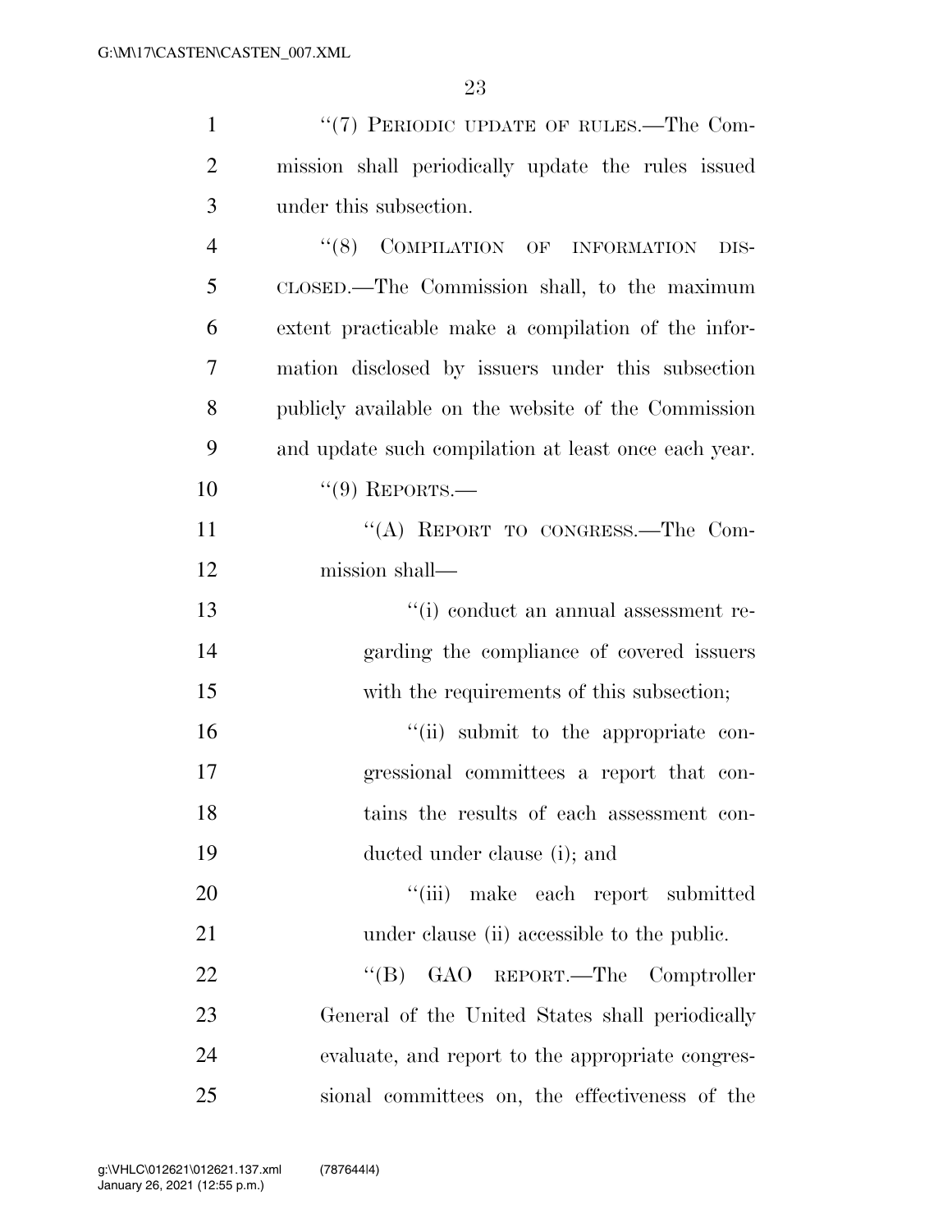"(7) PERIODIC UPDATE OF RULES.—The Commission shall periodically update the rules issued under this subsection.

"(8) COMPILATION OF INFORMATION DISCLOSED.—The Commission shall, to the maximum extent practicable make a compilation of the information disclosed by issuers under this subsection publicly available on the website of the Commission and update such compilation at least once each year.

"(9) REPORTS.—

"(A) REPORT TO CONGRESS.—The Commission shall—

"(i) conduct an annual assessment regarding the compliance of covered issuers with the requirements of this subsection;

"(ii) submit to the appropriate congressional committees a report that contains the results of each assessment conducted under clause (i); and

"(iii) make each report submitted under clause (ii) accessible to the public.

"(B) GAO REPORT.—The Comptroller General of the United States shall periodically evaluate, and report to the appropriate congressional committees on, the effectiveness of the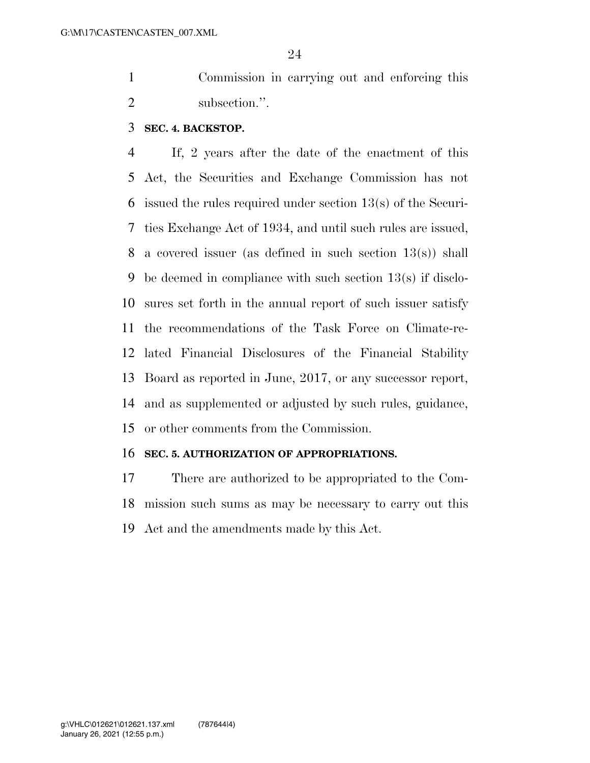Commission in carrying out and enforcing this subsection.''.

**SEC. 4. BACKSTOP.**

If, 2 years after the date of the enactment of this Act, the Securities and Exchange Commission has not issued the rules required under section 13(s) of the Securities Exchange Act of 1934, and until such rules are issued, a covered issuer (as defined in such section 13(s)) shall be deemed in compliance with such section 13(s) if disclosures set forth in the annual report of such issuer satisfy the recommendations of the Task Force on Climate-related Financial Disclosures of the Financial Stability Board as reported in June, 2017, or any successor report, and as supplemented or adjusted by such rules, guidance, or other comments from the Commission.

**SEC. 5. AUTHORIZATION OF APPROPRIATIONS.**

There are authorized to be appropriated to the Commission such sums as may be necessary to carry out this Act and the amendments made by this Act.